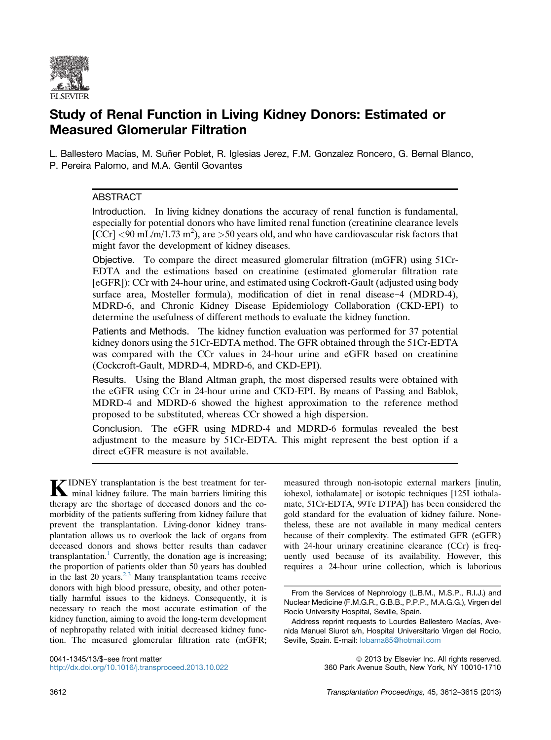# Study of Renal Function in Living Kidney Donors: Estimated or Measured Glomerular Filtration

L. Ballestero Macías, M. Suñer Poblet, R. Iglesias Jerez, F.M. Gonzalez Roncero, G. Bernal Blanco, P. Pereira Palomo, and M.A. Gentil Govantes

## ABSTRACT

**Introduction.** In living kidney donations the accuracy of renal function is fundamental, especially for potential donors who have limited renal function (creatinine clearance levels [CCr] <90 mL/m/1.73 $m^2$), are >50 years old, and who have cardiovascular risk factors that might favor the development of kidney diseases.

**Objective.** To compare the direct measured glomerular filtration (mGFR) using 51Cr-EDTA and the estimations based on creatinine (estimated glomerular filtration rate [eGFR]): CCr with 24-hour urine, and estimated using Cockroft-Gault (adjusted using body surface area, Mosteller formula), modification of diet in renal disease–4 (MDRD-4), MDRD-6, and Chronic Kidney Disease Epidemiology Collaboration (CKD-EPI) to determine the usefulness of different methods to evaluate the kidney function.

**Patients and Methods.** The kidney function evaluation was performed for 37 potential kidney donors using the 51Cr-EDTA method. The GFR obtained through the 51Cr-EDTA was compared with the CCr values in 24-hour urine and eGFR based on creatinine (Cockcroft-Gault, MDRD-4, MDRD-6, and CKD-EPI).

**Results.** Using the Bland Altman graph, the most dispersed results were obtained with the eGFR using CCr in 24-hour urine and CKD-EPI. By means of Passing and Bablok, MDRD-4 and MDRD-6 showed the highest approximation to the reference method proposed to be substituted, whereas CCr showed a high dispersion.

**Conclusion.** The eGFR using MDRD-4 and MDRD-6 formulas revealed the best adjustment to the measure by 51Cr-EDTA. This might represent the best option if a direct eGFR measure is not available.

KIDNEY transplantation is the best treatment for terminal kidney failure. The main barriers limiting this therapy are the shortage of deceased donors and the comorbidity of the patients suffering from kidney failure that prevent the transplantation. Living-donor kidney transplantation allows us to overlook the lack of organs from deceased donors and shows better results than cadaver transplantation.[1] Currently, the donation age is increasing; the proportion of patients older than 50 years has doubled in the last 20 years.[2,3] Many transplantation teams receive donors with high blood pressure, obesity, and other potentially harmful issues to the kidneys. Consequently, it is necessary to reach the most accurate estimation of the kidney function, aiming to avoid the long-term development of nephropathy related with initial decreased kidney function. The measured glomerular filtration rate (mGFR; measured through non-isotopic external markers [inulin, iohexol, iothalamate] or isotopic techniques [125I iothalamate, 51Cr-EDTA, 99Tc DTPA]) has been considered the gold standard for the evaluation of kidney failure. Nonetheless, these are not available in many medical centers because of their complexity. The estimated GFR (eGFR) with 24-hour urinary creatinine clearance (CCr) is frequently used because of its availability. However, this requires a 24-hour urine collection, which is laborious

From the Services of Nephrology (L.B.M., M.S.P., R.I.J.) and Nuclear Medicine (F.M.G.R., G.B.B., P.P.P., M.A.G.G.), Virgen del Rocío University Hospital, Seville, Spain.

Address reprint requests to Lourdes Ballestero Macías, Avenida Manuel Siurot s/n, Hospital Universitario Virgen del Rocio, Seville, Spain. E-mail: lobama85@hotmail.com

0041-1345/13/$–see front matter
http://dx.doi.org/10.1016/j.transproceed.2013.10.022

© 2013 by Elsevier Inc. All rights reserved.
360 Park Avenue South, New York, NY 10010-1710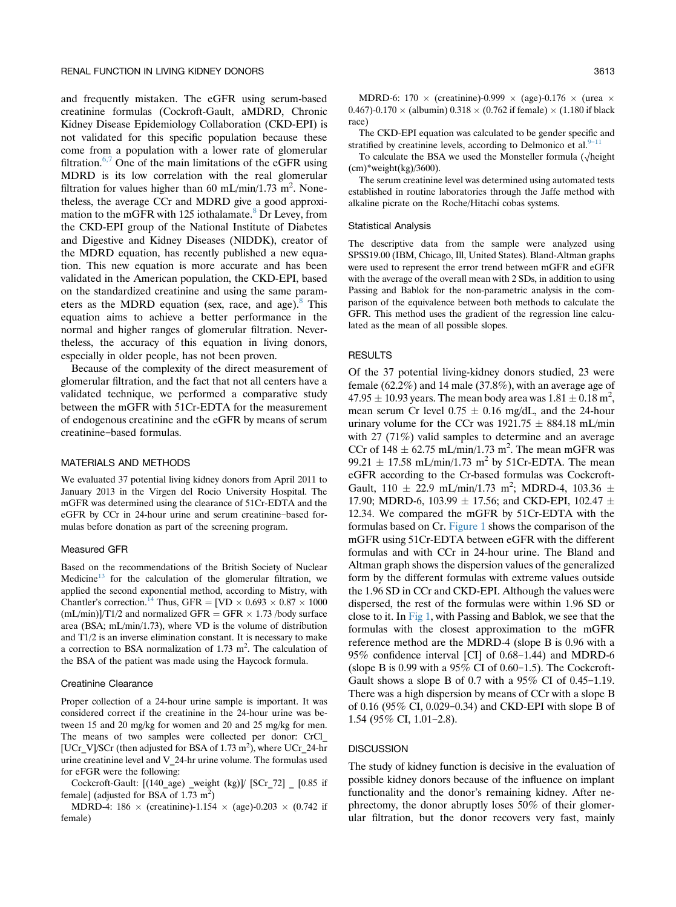and frequently mistaken. The eGFR using serum-based creatinine formulas (Cockroft-Gault, aMDRD, Chronic Kidney Disease Epidemiology Collaboration (CKD-EPI) is not validated for this specific population because these come from a population with a lower rate of glomerular filtration.[6,7] One of the main limitations of the eGFR using MDRD is its low correlation with the real glomerular filtration for values higher than 60 mL/min/1.73 $m^2$. Nonetheless, the average CCr and MDRD give a good approximation to the mGFR with 125 iothalamate.[8] Dr Levey, from the CKD-EPI group of the National Institute of Diabetes and Digestive and Kidney Diseases (NIDDK), creator of the MDRD equation, has recently published a new equation. This new equation is more accurate and has been validated in the American population, the CKD-EPI, based on the standardized creatinine and using the same parameters as the MDRD equation (sex, race, and age).[8] This equation aims to achieve a better performance in the normal and higher ranges of glomerular filtration. Nevertheless, the accuracy of this equation in living donors, especially in older people, has not been proven.

Because of the complexity of the direct measurement of glomerular filtration, and the fact that not all centers have a validated technique, we performed a comparative study between the mGFR with 51Cr-EDTA for the measurement of endogenous creatinine and the eGFR by means of serum creatinine–based formulas.

## MATERIALS AND METHODS

We evaluated 37 potential living kidney donors from April 2011 to January 2013 in the Virgen del Rocio University Hospital. The mGFR was determined using the clearance of 51Cr-EDTA and the eGFR by CCr in 24-hour urine and serum creatinine–based formulas before donation as part of the screening program.

### Measured GFR

Based on the recommendations of the British Society of Nuclear Medicine[13] for the calculation of the glomerular filtration, we applied the second exponential method, according to Mistry, with Chantler's correction.[14] Thus, GFR = [VD × 0.693 × 0.87 × 1000 (mL/min)]/T1/2 and normalized GFR = GFR × 1.73 /body surface area (BSA; mL/min/1.73), where VD is the volume of distribution and T1/2 is an inverse elimination constant. It is necessary to make a correction to BSA normalization of 1.73 $m^2$. The calculation of the BSA of the patient was made using the Haycock formula.

### Creatinine Clearance

Proper collection of a 24-hour urine sample is important. It was considered correct if the creatinine in the 24-hour urine was between 15 and 20 mg/kg for women and 20 and 25 mg/kg for men. The means of two samples were collected per donor: CrCl_ [UCr_V]/SCr (then adjusted for BSA of 1.73 $m^2$), where UCr_24-hr urine creatinine level and V_24-hr urine volume. The formulas used for eFGR were the following:

Cockroft-Gault: [(140_age) _weight (kg)]/ [SCr_72] _ [0.85 if female] (adjusted for BSA of 1.73 $m^2$)

MDRD-4: 186 × (creatinine)-1.154 × (age)-0.203 × (0.742 if female)

MDRD-6: 170 × (creatinine)-0.999 × (age)-0.176 × (urea × 0.467)-0.170 × (albumin) 0.318 × (0.762 if female) × (1.180 if black race)

The CKD-EPI equation was calculated to be gender specific and stratified by creatinine levels, according to Delmonico et al.[9–11]

To calculate the BSA we used the Monsteller formula (√height (cm)*weight(kg)/3600).

The serum creatinine level was determined using automated tests established in routine laboratories through the Jaffe method with alkaline picrate on the Roche/Hitachi cobas systems.

### Statistical Analysis

The descriptive data from the sample were analyzed using SPSS19.00 (IBM, Chicago, Ill, United States). Bland-Altman graphs were used to represent the error trend between mGFR and eGFR with the average of the overall mean with 2 SDs, in addition to using Passing and Bablok for the non-parametric analysis in the comparison of the equivalence between both methods to calculate the GFR. This method uses the gradient of the regression line calculated as the mean of all possible slopes.

## RESULTS

Of the 37 potential living-kidney donors studied, 23 were female (62.2%) and 14 male (37.8%), with an average age of 47.95 ± 10.93 years. The mean body area was 1.81 ± 0.18 $m^2$, mean serum Cr level 0.75 ± 0.16 mg/dL, and the 24-hour urinary volume for the CCr was 1921.75 ± 884.18 mL/min with 27 (71%) valid samples to determine and an average CCr of 148 ± 62.75 mL/min/1.73 $m^2$. The mean mGFR was 99.21 ± 17.58 mL/min/1.73 $m^2$ by 51Cr-EDTA. The mean eGFR according to the Cr-based formulas was Cockroft-Gault, 110 ± 22.9 mL/min/1.73 $m^2$; MDRD-4, 103.36 ± 17.90; MDRD-6, 103.99 ± 17.56; and CKD-EPI, 102.47 ± 12.34. We compared the mGFR by 51Cr-EDTA with the formulas based on Cr. Figure 1 shows the comparison of the mGFR using 51Cr-EDTA between eGFR with the different formulas and with CCr in 24-hour urine. The Bland and Altman graph shows the dispersion values of the generalized form by the different formulas with extreme values outside the 1.96 SD in CCr and CKD-EPI. Although the values were dispersed, the rest of the formulas were within 1.96 SD or close to it. In Fig 1, with Passing and Bablok, we see that the formulas with the closest approximation to the mGFR reference method are the MDRD-4 (slope B is 0.96 with a 95% confidence interval [CI] of 0.68–1.44) and MDRD-6 (slope B is 0.99 with a 95% CI of 0.60–1.5). The Cockroft-Gault shows a slope B of 0.7 with a 95% CI of 0.45–1.19. There was a high dispersion by means of CCr with a slope B of 0.16 (95% CI, 0.029–0.34) and CKD-EPI with slope B of 1.54 (95% CI, 1.01–2.8).

## DISCUSSION

The study of kidney function is decisive in the evaluation of possible kidney donors because of the influence on implant functionality and the donor's remaining kidney. After nephrectomy, the donor abruptly loses 50% of their glomerular filtration, but the donor recovers very fast, mainly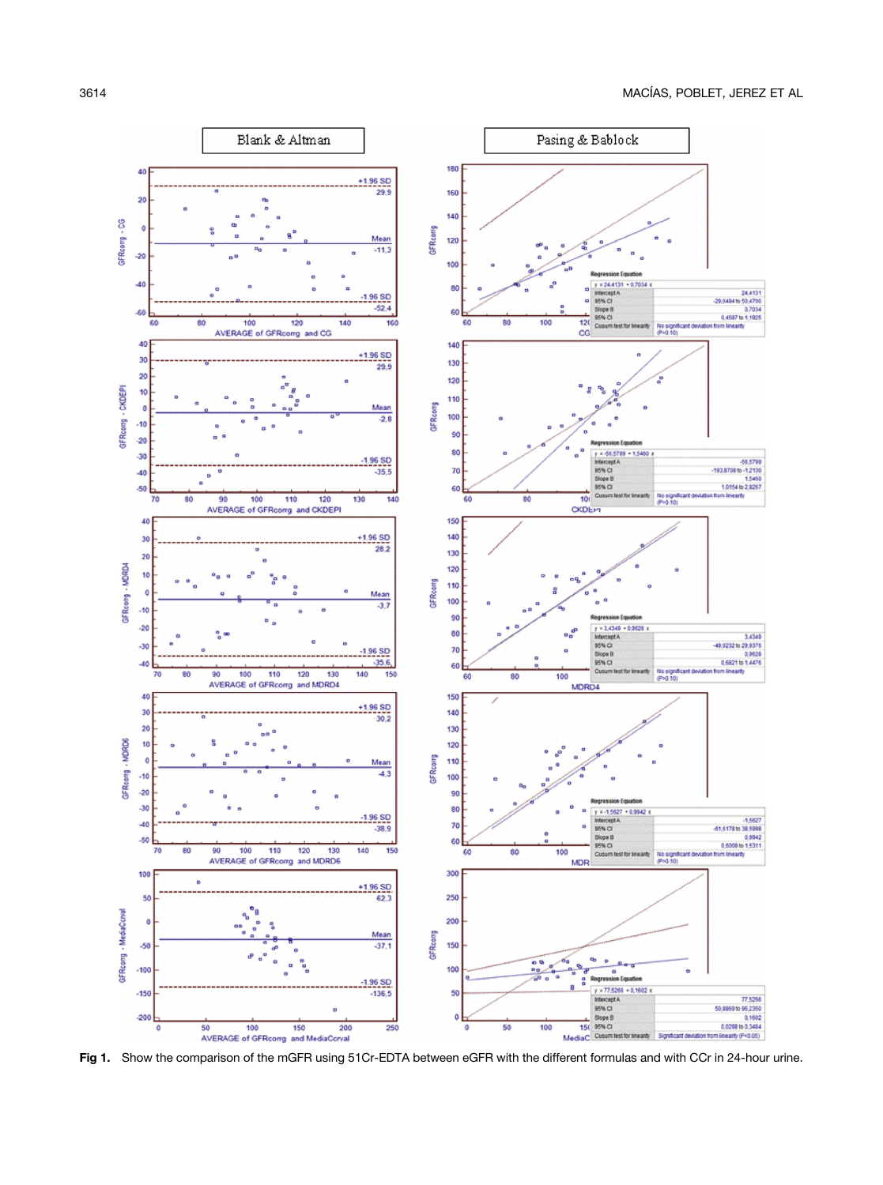**Fig 1.** Show the comparison of the mGFR using 51Cr-EDTA between eGFR with the different formulas and with CCr in 24-hour urine.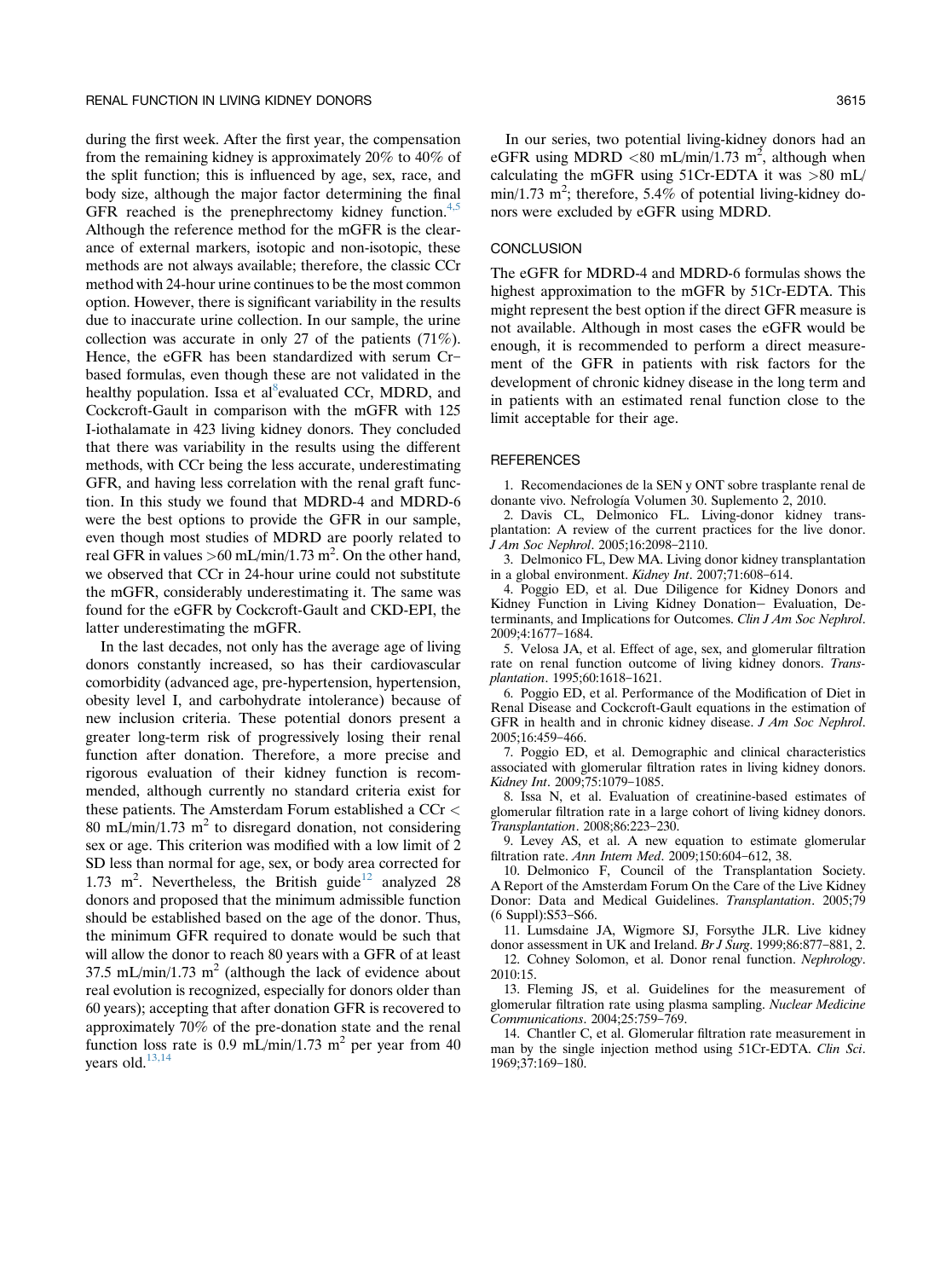during the first week. After the first year, the compensation from the remaining kidney is approximately 20% to 40% of the split function; this is influenced by age, sex, race, and body size, although the major factor determining the final GFR reached is the prenephrectomy kidney function.[4,5] Although the reference method for the mGFR is the clearance of external markers, isotopic and non-isotopic, these methods are not always available; therefore, the classic CCr method with 24-hour urine continues to be the most common option. However, there is significant variability in the results due to inaccurate urine collection. In our sample, the urine collection was accurate in only 27 of the patients (71%). Hence, the eGFR has been standardized with serum Cr–based formulas, even though these are not validated in the healthy population. Issa et al[8] evaluated CCr, MDRD, and Cockcroft-Gault in comparison with the mGFR with 125 I-iothalamate in 423 living kidney donors. They concluded that there was variability in the results using the different methods, with CCr being the less accurate, underestimating GFR, and having less correlation with the renal graft function. In this study we found that MDRD-4 and MDRD-6 were the best options to provide the GFR in our sample, even though most studies of MDRD are poorly related to real GFR in values >60 mL/min/1.73 $m^2$. On the other hand, we observed that CCr in 24-hour urine could not substitute the mGFR, considerably underestimating it. The same was found for the eGFR by Cockcroft-Gault and CKD-EPI, the latter underestimating the mGFR.

In the last decades, not only has the average age of living donors constantly increased, so has their cardiovascular comorbidity (advanced age, pre-hypertension, hypertension, obesity level I, and carbohydrate intolerance) because of new inclusion criteria. These potential donors present a greater long-term risk of progressively losing their renal function after donation. Therefore, a more precise and rigorous evaluation of their kidney function is recommended, although currently no standard criteria exist for these patients. The Amsterdam Forum established a CCr < 80 mL/min/1.73 $m^2$ to disregard donation, not considering sex or age. This criterion was modified with a low limit of 2 SD less than normal for age, sex, or body area corrected for 1.73 $m^2$. Nevertheless, the British guide[12] analyzed 28 donors and proposed that the minimum admissible function should be established based on the age of the donor. Thus, the minimum GFR required to donate would be such that will allow the donor to reach 80 years with a GFR of at least 37.5 mL/min/1.73 $m^2$ (although the lack of evidence about real evolution is recognized, especially for donors older than 60 years); accepting that after donation GFR is recovered to approximately 70% of the pre-donation state and the renal function loss rate is 0.9 mL/min/1.73 $m^2$ per year from 40 years old.[13,14]

In our series, two potential living-kidney donors had an eGFR using MDRD <80 mL/min/1.73 $m^2$, although when calculating the mGFR using 51Cr-EDTA it was >80 mL/min/1.73 $m^2$; therefore, 5.4% of potential living-kidney donors were excluded by eGFR using MDRD.

## CONCLUSION

The eGFR for MDRD-4 and MDRD-6 formulas shows the highest approximation to the mGFR by 51Cr-EDTA. This might represent the best option if the direct GFR measure is not available. Although in most cases the eGFR would be enough, it is recommended to perform a direct measurement of the GFR in patients with risk factors for the development of chronic kidney disease in the long term and in patients with an estimated renal function close to the limit acceptable for their age.

## REFERENCES

1. Recomendaciones de la SEN y ONT sobre trasplante renal de donante vivo. Nefrología Volumen 30. Suplemento 2, 2010.
2. Davis CL, Delmonico FL. Living-donor kidney transplantation: A review of the current practices for the live donor. *J Am Soc Nephrol*. 2005;16:2098–2110.
3. Delmonico FL, Dew MA. Living donor kidney transplantation in a global environment. *Kidney Int*. 2007;71:608–614.
4. Poggio ED, et al. Due Diligence for Kidney Donors and Kidney Function in Living Kidney Donation– Evaluation, Determinants, and Implications for Outcomes. *Clin J Am Soc Nephrol*. 2009;4:1677–1684.
5. Velosa JA, et al. Effect of age, sex, and glomerular filtration rate on renal function outcome of living kidney donors. *Transplantation*. 1995;60:1618–1621.
6. Poggio ED, et al. Performance of the Modification of Diet in Renal Disease and Cockcroft-Gault equations in the estimation of GFR in health and in chronic kidney disease. *J Am Soc Nephrol*. 2005;16:459–466.
7. Poggio ED, et al. Demographic and clinical characteristics associated with glomerular filtration rates in living kidney donors. *Kidney Int*. 2009;75:1079–1085.
8. Issa N, et al. Evaluation of creatinine-based estimates of glomerular filtration rate in a large cohort of living kidney donors. *Transplantation*. 2008;86:223–230.
9. Levey AS, et al. A new equation to estimate glomerular filtration rate. *Ann Intern Med*. 2009;150:604–612, 38.
10. Delmonico F, Council of the Transplantation Society. A Report of the Amsterdam Forum On the Care of the Live Kidney Donor: Data and Medical Guidelines. *Transplantation*. 2005;79 (6 Suppl):S53–S66.
11. Lumsdaine JA, Wigmore SJ, Forsythe JLR. Live kidney donor assessment in UK and Ireland. *Br J Surg*. 1999;86:877–881, 2.
12. Cohney Solomon, et al. Donor renal function. *Nephrology*. 2010:15.
13. Fleming JS, et al. Guidelines for the measurement of glomerular filtration rate using plasma sampling. *Nuclear Medicine Communications*. 2004;25:759–769.
14. Chantler C, et al. Glomerular filtration rate measurement in man by the single injection method using 51Cr-EDTA. *Clin Sci*. 1969;37:169–180.